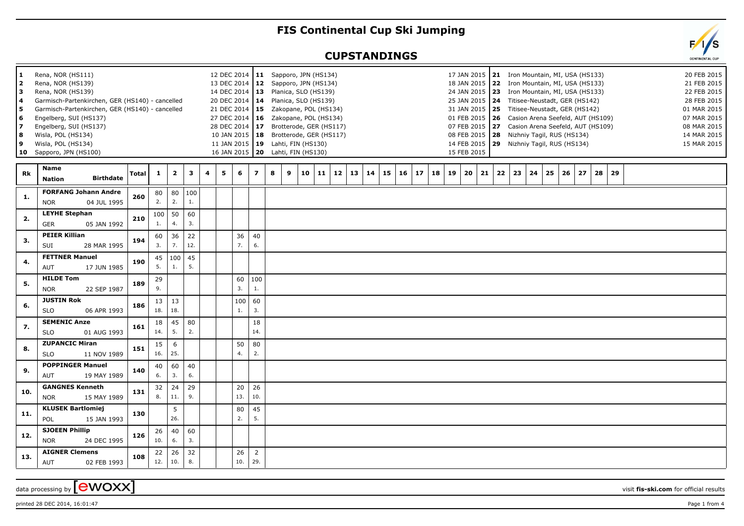# FIS Continental Cup Ski Jumping

## CUPSTANDINGS

| | | | | | | | |
|---|---|---|---|---|---|---|---|
| 1 | Rena, NOR (HS111) | 12 DEC 2014 | 11 | Sapporo, JPN (HS134) | 17 JAN 2015 | 21 | Iron Mountain, MI, USA (HS133) | 20 FEB 2015 |
| 2 | Rena, NOR (HS139) | 13 DEC 2014 | 12 | Sapporo, JPN (HS134) | 18 JAN 2015 | 22 | Iron Mountain, MI, USA (HS133) | 21 FEB 2015 |
| 3 | Rena, NOR (HS139) | 14 DEC 2014 | 13 | Planica, SLO (HS139) | 24 JAN 2015 | 23 | Iron Mountain, MI, USA (HS133) | 22 FEB 2015 |
| 4 | Garmisch-Partenkirchen, GER (HS140) - cancelled | 20 DEC 2014 | 14 | Planica, SLO (HS139) | 25 JAN 2015 | 24 | Titisee-Neustadt, GER (HS142) | 28 FEB 2015 |
| 5 | Garmisch-Partenkirchen, GER (HS140) - cancelled | 21 DEC 2014 | 15 | Zakopane, POL (HS134) | 31 JAN 2015 | 25 | Titisee-Neustadt, GER (HS142) | 01 MAR 2015 |
| 6 | Engelberg, SUI (HS137) | 27 DEC 2014 | 16 | Zakopane, POL (HS134) | 01 FEB 2015 | 26 | Casion Arena Seefeld, AUT (HS109) | 07 MAR 2015 |
| 7 | Engelberg, SUI (HS137) | 28 DEC 2014 | 17 | Brotterode, GER (HS117) | 07 FEB 2015 | 27 | Casion Arena Seefeld, AUT (HS109) | 08 MAR 2015 |
| 8 | Wisla, POL (HS134) | 10 JAN 2015 | 18 | Brotterode, GER (HS117) | 08 FEB 2015 | 28 | Nizhniy Tagil, RUS (HS134) | 14 MAR 2015 |
| 9 | Wisla, POL (HS134) | 11 JAN 2015 | 19 | Lahti, FIN (HS130) | 14 FEB 2015 | 29 | Nizhniy Tagil, RUS (HS134) | 15 MAR 2015 |
| 10 | Sapporo, JPN (HS100) | 16 JAN 2015 | 20 | Lahti, FIN (HS130) | 15 FEB 2015 | | | |

| Rk | Name / Nation | Birthdate | Total | 1 | 2 | 3 | 4 | 5 | 6 | 7 | 8 | 9 | 10 | 11 | 12 | 13 | 14 | 15 | 16 | 17 | 18 | 19 | 20 | 21 | 22 | 23 | 24 | 25 | 26 | 27 | 28 | 29 |
|---|---|---|---|---|---|---|---|---|---|---|---|---|---|---|---|---|---|---|---|---|---|---|---|---|---|---|---|---|---|---|---|---|
| 1. | FORFANG Johann Andre NOR | 04 JUL 1995 | 260 | 80 2. | 80 2. | 100 1. | | | | | | | | | | | | | | | | | | | | | | | | | | |
| 2. | LEYHE Stephan GER | 05 JAN 1992 | 210 | 100 1. | 50 4. | 60 3. | | | | | | | | | | | | | | | | | | | | | | | | | | |
| 3. | PEIER Killian SUI | 28 MAR 1995 | 194 | 60 3. | 36 7. | 22 12. | | | 36 7. | 40 6. | | | | | | | | | | | | | | | | | | | | | | |
| 4. | FETTNER Manuel AUT | 17 JUN 1985 | 190 | 45 5. | 100 1. | 45 5. | | | | | | | | | | | | | | | | | | | | | | | | | | |
| 5. | HILDE Tom NOR | 22 SEP 1987 | 189 | 29 9. | | | | | 60 3. | 100 1. | | | | | | | | | | | | | | | | | | | | | | |
| 6. | JUSTIN Rok SLO | 06 APR 1993 | 186 | 13 18. | 13 18. | | | | 100 1. | 60 3. | | | | | | | | | | | | | | | | | | | | | | |
| 7. | SEMENIC Anze SLO | 01 AUG 1993 | 161 | 18 14. | 45 5. | 80 2. | | | | 18 14. | | | | | | | | | | | | | | | | | | | | | | |
| 8. | ZUPANCIC Miran SLO | 11 NOV 1989 | 151 | 15 16. | 6 25. | | | | 50 4. | 80 2. | | | | | | | | | | | | | | | | | | | | | | |
| 9. | POPPINGER Manuel AUT | 19 MAY 1989 | 140 | 40 6. | 60 3. | 40 6. | | | | | | | | | | | | | | | | | | | | | | | | | | |
| 10. | GANGNES Kenneth NOR | 15 MAY 1989 | 131 | 32 8. | 24 11. | 29 9. | | | 20 13. | 26 10. | | | | | | | | | | | | | | | | | | | | | | |
| 11. | KLUSEK Bartlomiej POL | 15 JAN 1993 | 130 | | 5 26. | | | | 80 2. | 45 5. | | | | | | | | | | | | | | | | | | | | | | |
| 12. | SJOEEN Phillip NOR | 24 DEC 1995 | 126 | 26 10. | 40 6. | 60 3. | | | | | | | | | | | | | | | | | | | | | | | | | | |
| 13. | AIGNER Clemens AUT | 02 FEB 1993 | 108 | 22 12. | 26 10. | 32 8. | | | 26 10. | 2 29. | | | | | | | | | | | | | | | | | | | | | | |

data processing by [ewoxx]

visit fis-ski.com for official results

printed 28 DEC 2014, 16:01:47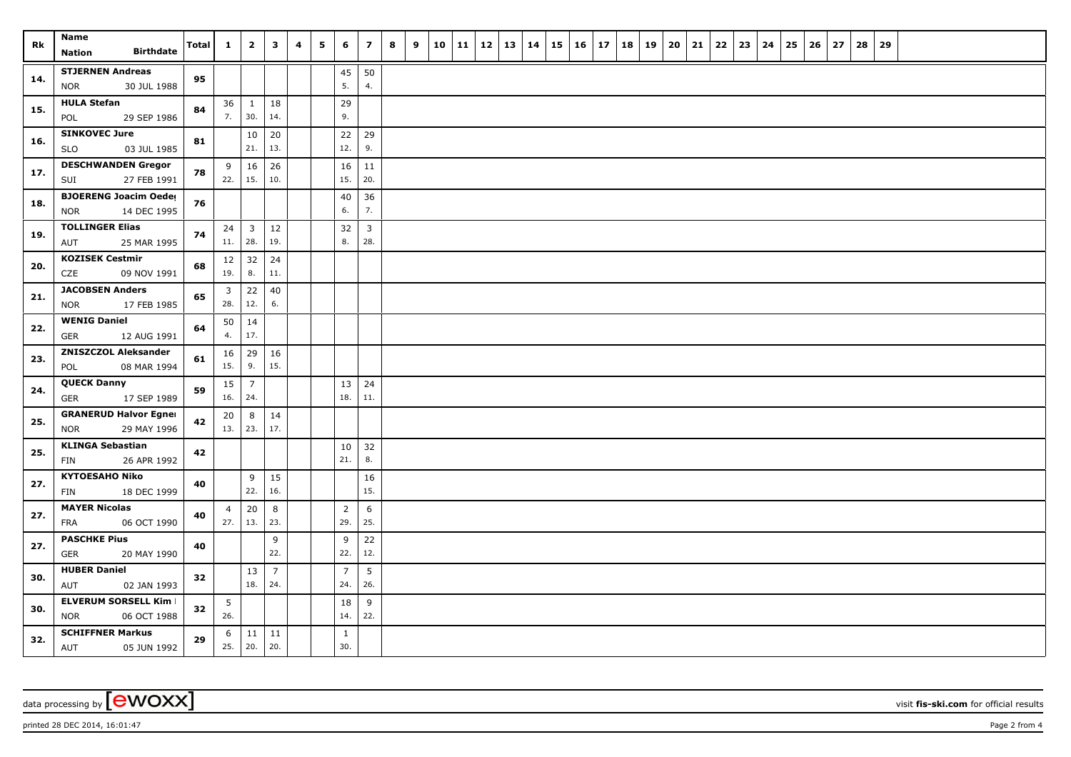| Rk | Name<br>Nation Birthdate | Total | 1 | 2 | 3 | 4 | 5 | 6 | 7 | 8 | 9 | 10 | 11 | 12 | 13 | 14 | 15 | 16 | 17 | 18 | 19 | 20 | 21 | 22 | 23 | 24 | 25 | 26 | 27 | 28 | 29 |
|---|---|---|---|---|---|---|---|---|---|---|---|---|---|---|---|---|---|---|---|---|---|---|---|---|---|---|---|---|---|---|---|
| 14. | **STJERNEN Andreas**<br>NOR 30 JUL 1988 | 95 | | | | | | 45<br>5. | 50<br>4. | | | | | | | | | | | | | | | | | | | | | | |
| 15. | **HULA Stefan**<br>POL 29 SEP 1986 | 84 | 36<br>7. | 1<br>30. | 18<br>14. | | | 29<br>9. | | | | | | | | | | | | | | | | | | | | | | | |
| 16. | **SINKOVEC Jure**<br>SLO 03 JUL 1985 | 81 | | 10<br>21. | 20<br>13. | | | 22<br>12. | 29<br>9. | | | | | | | | | | | | | | | | | | | | | | |
| 17. | **DESCHWANDEN Gregor**<br>SUI 27 FEB 1991 | 78 | 9<br>22. | 16<br>15. | 26<br>10. | | | 16<br>15. | 11<br>20. | | | | | | | | | | | | | | | | | | | | | | |
| 18. | **BJOERENG Joacim Oeder**<br>NOR 14 DEC 1995 | 76 | | | | | | 40<br>6. | 36<br>7. | | | | | | | | | | | | | | | | | | | | | | |
| 19. | **TOLLINGER Elias**<br>AUT 25 MAR 1995 | 74 | 24<br>11. | 3<br>28. | 12<br>19. | | | 32<br>8. | 3<br>28. | | | | | | | | | | | | | | | | | | | | | | |
| 20. | **KOZISEK Cestmir**<br>CZE 09 NOV 1991 | 68 | 12<br>19. | 32<br>8. | 24<br>11. | | | | | | | | | | | | | | | | | | | | | | | | | | |
| 21. | **JACOBSEN Anders**<br>NOR 17 FEB 1985 | 65 | 3<br>28. | 22<br>12. | 40<br>6. | | | | | | | | | | | | | | | | | | | | | | | | | | |
| 22. | **WENIG Daniel**<br>GER 12 AUG 1991 | 64 | 50<br>4. | 14<br>17. | | | | | | | | | | | | | | | | | | | | | | | | | | | |
| 23. | **ZNISZCZOL Aleksander**<br>POL 08 MAR 1994 | 61 | 16<br>15. | 29<br>9. | 16<br>15. | | | | | | | | | | | | | | | | | | | | | | | | | | |
| 24. | **QUECK Danny**<br>GER 17 SEP 1989 | 59 | 15<br>16. | 7<br>24. | | | | 13<br>18. | 24<br>11. | | | | | | | | | | | | | | | | | | | | | | |
| 25. | **GRANERUD Halvor Egner**<br>NOR 29 MAY 1996 | 42 | 20<br>13. | 8<br>23. | 14<br>17. | | | | | | | | | | | | | | | | | | | | | | | | | | |
| 25. | **KLINGA Sebastian**<br>FIN 26 APR 1992 | 42 | | | | | | 10<br>21. | 32<br>8. | | | | | | | | | | | | | | | | | | | | | | |
| 27. | **KYTOESAHO Niko**<br>FIN 18 DEC 1999 | 40 | | 9<br>22. | 15<br>16. | | | | 16<br>15. | | | | | | | | | | | | | | | | | | | | | | |
| 27. | **MAYER Nicolas**<br>FRA 06 OCT 1990 | 40 | 4<br>27. | 20<br>13. | 8<br>23. | | | 2<br>29. | 6<br>25. | | | | | | | | | | | | | | | | | | | | | | |
| 27. | **PASCHKE Pius**<br>GER 20 MAY 1990 | 40 | | | 9<br>22. | | | 9<br>22. | 22<br>12. | | | | | | | | | | | | | | | | | | | | | | |
| 30. | **HUBER Daniel**<br>AUT 02 JAN 1993 | 32 | | 13<br>18. | 7<br>24. | | | 7<br>24. | 5<br>26. | | | | | | | | | | | | | | | | | | | | | | |
| 30. | **ELVERUM SORSELL Kim I**<br>NOR 06 OCT 1988 | 32 | 5<br>26. | | | | | 18<br>14. | 9<br>22. | | | | | | | | | | | | | | | | | | | | | | |
| 32. | **SCHIFFNER Markus**<br>AUT 05 JUN 1992 | 29 | 6<br>25. | 11<br>20. | 11<br>20. | | | 1<br>30. | | | | | | | | | | | | | | | | | | | | | | | |

data processing by [ewoxx]

visit **fis-ski.com** for official results

printed 28 DEC 2014, 16:01:47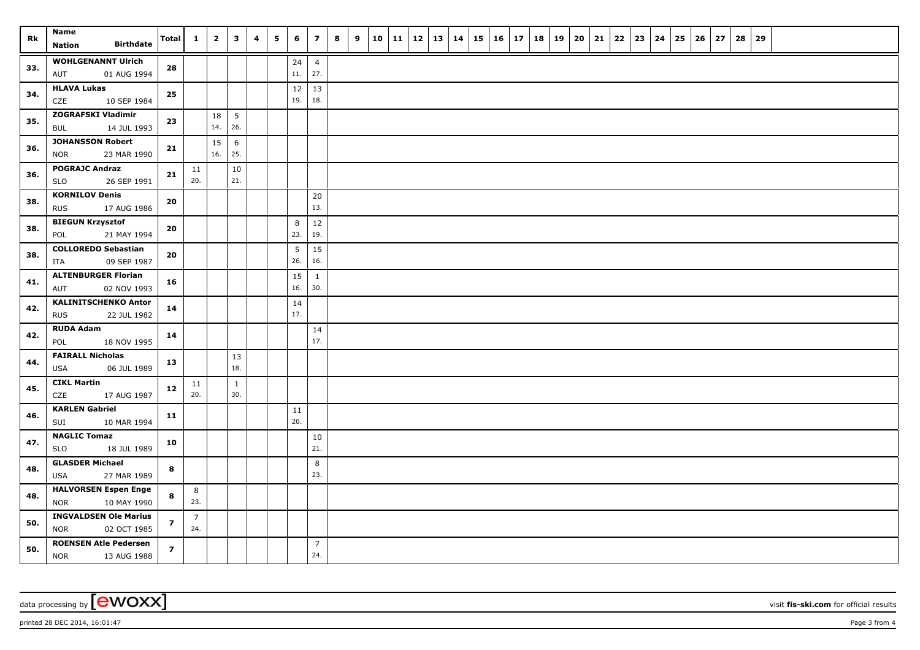| Rk | Name<br>Nation Birthdate | Total | 1 | 2 | 3 | 4 | 5 | 6 | 7 | 8 | 9 | 10 | 11 | 12 | 13 | 14 | 15 | 16 | 17 | 18 | 19 | 20 | 21 | 22 | 23 | 24 | 25 | 26 | 27 | 28 | 29 |
|---|---|---|---|---|---|---|---|---|---|---|---|---|---|---|---|---|---|---|---|---|---|---|---|---|---|---|---|---|---|---|---|
| 33. | **WOHLGENANNT Ulrich**<br>AUT 01 AUG 1994 | **28** | | | | | | 24<br>11. | 4<br>27. | | | | | | | | | | | | | | | | | | | | | | |
| 34. | **HLAVA Lukas**<br>CZE 10 SEP 1984 | **25** | | | | | | 12<br>19. | 13<br>18. | | | | | | | | | | | | | | | | | | | | | | |
| 35. | **ZOGRAFSKI Vladimir**<br>BUL 14 JUL 1993 | **23** | | 18<br>14. | 5<br>26. | | | | | | | | | | | | | | | | | | | | | | | | | | |
| 36. | **JOHANSSON Robert**<br>NOR 23 MAR 1990 | **21** | | 15<br>16. | 6<br>25. | | | | | | | | | | | | | | | | | | | | | | | | | | |
| 36. | **POGRAJC Andraz**<br>SLO 26 SEP 1991 | **21** | 11<br>20. | | 10<br>21. | | | | | | | | | | | | | | | | | | | | | | | | | | |
| 38. | **KORNILOV Denis**<br>RUS 17 AUG 1986 | **20** | | | | | | | 20<br>13. | | | | | | | | | | | | | | | | | | | | | | |
| 38. | **BIEGUN Krzysztof**<br>POL 21 MAY 1994 | **20** | | | | | | 8<br>23. | 12<br>19. | | | | | | | | | | | | | | | | | | | | | | |
| 38. | **COLLOREDO Sebastian**<br>ITA 09 SEP 1987 | **20** | | | | | | 5<br>26. | 15<br>16. | | | | | | | | | | | | | | | | | | | | | | |
| 41. | **ALTENBURGER Florian**<br>AUT 02 NOV 1993 | **16** | | | | | | 15<br>16. | 1<br>30. | | | | | | | | | | | | | | | | | | | | | | |
| 42. | **KALINITSCHENKO Antor**<br>RUS 22 JUL 1982 | **14** | | | | | | 14<br>17. | | | | | | | | | | | | | | | | | | | | | | | |
| 42. | **RUDA Adam**<br>POL 18 NOV 1995 | **14** | | | | | | | 14<br>17. | | | | | | | | | | | | | | | | | | | | | | |
| 44. | **FAIRALL Nicholas**<br>USA 06 JUL 1989 | **13** | | | 13<br>18. | | | | | | | | | | | | | | | | | | | | | | | | | | |
| 45. | **CIKL Martin**<br>CZE 17 AUG 1987 | **12** | 11<br>20. | | 1<br>30. | | | | | | | | | | | | | | | | | | | | | | | | | | |
| 46. | **KARLEN Gabriel**<br>SUI 10 MAR 1994 | **11** | | | | | | 11<br>20. | | | | | | | | | | | | | | | | | | | | | | | |
| 47. | **NAGLIC Tomaz**<br>SLO 18 JUL 1989 | **10** | | | | | | | 10<br>21. | | | | | | | | | | | | | | | | | | | | | | |
| 48. | **GLASDER Michael**<br>USA 27 MAR 1989 | **8** | | | | | | | 8<br>23. | | | | | | | | | | | | | | | | | | | | | | |
| 48. | **HALVORSEN Espen Enge**<br>NOR 10 MAY 1990 | **8** | 8<br>23. | | | | | | | | | | | | | | | | | | | | | | | | | | | | |
| 50. | **INGVALDSEN Ole Marius**<br>NOR 02 OCT 1985 | **7** | 7<br>24. | | | | | | | | | | | | | | | | | | | | | | | | | | | | |
| 50. | **ROENSEN Atle Pedersen**<br>NOR 13 AUG 1988 | **7** | | | | | | | 7<br>24. | | | | | | | | | | | | | | | | | | | | | | |

data processing by [ewoxx]

visit **fis-ski.com** for official results

printed 28 DEC 2014, 16:01:47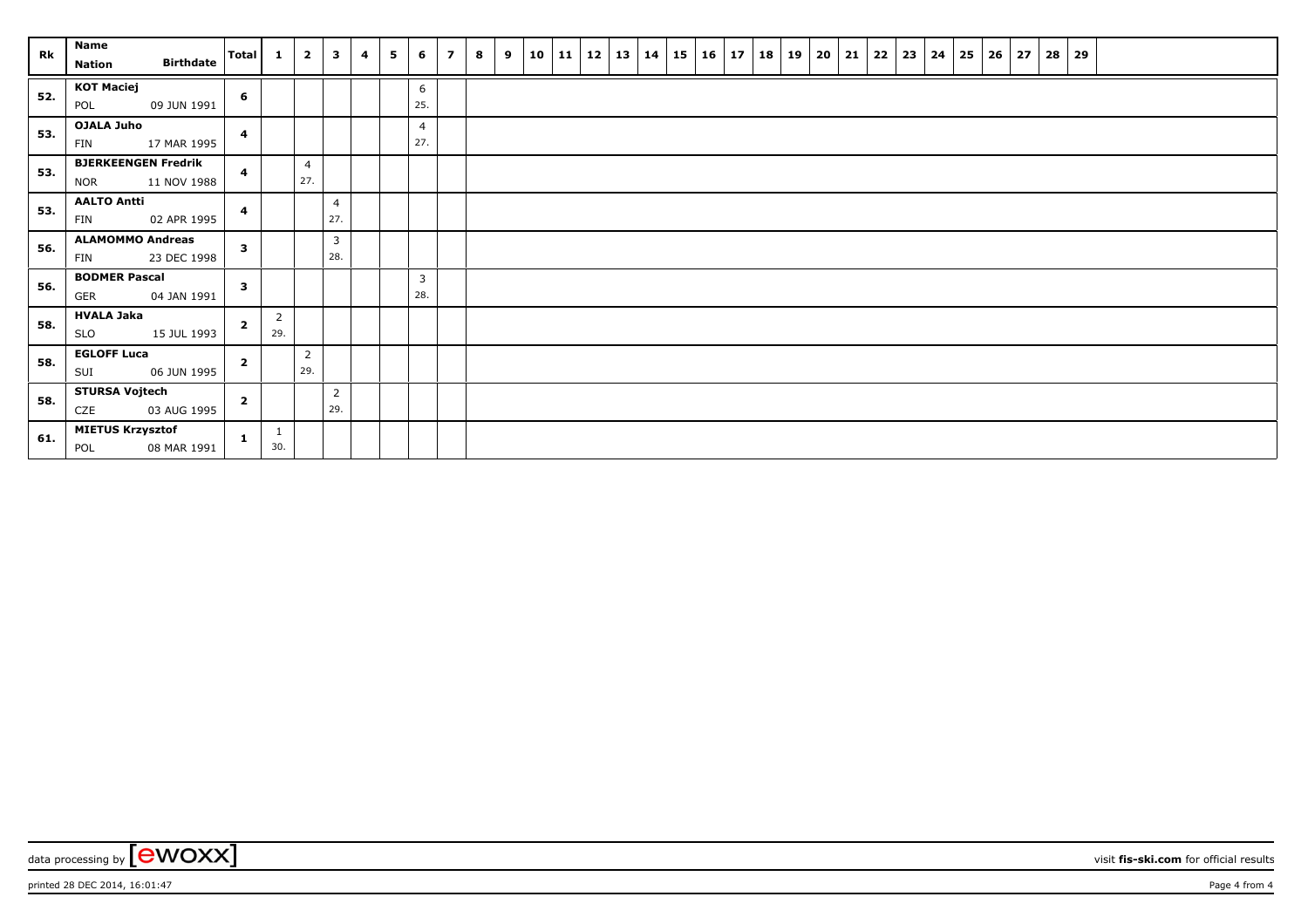| Rk | Name<br>Nation Birthdate | Total | 1 | 2 | 3 | 4 | 5 | 6 | 7 | 8 | 9 | 10 | 11 | 12 | 13 | 14 | 15 | 16 | 17 | 18 | 19 | 20 | 21 | 22 | 23 | 24 | 25 | 26 | 27 | 28 | 29 |
|---|---|---|---|---|---|---|---|---|---|---|---|---|---|---|---|---|---|---|---|---|---|---|---|---|---|---|---|---|---|---|---|
| 52. | **KOT Maciej**<br>POL 09 JUN 1991 | **6** | | | | | | 6<br>25. | | | | | | | | | | | | | | | | | | | | | | | |
| 53. | **OJALA Juho**<br>FIN 17 MAR 1995 | **4** | | | | | | 4<br>27. | | | | | | | | | | | | | | | | | | | | | | | |
| 53. | **BJERKEENGEN Fredrik**<br>NOR 11 NOV 1988 | **4** | | 4<br>27. | | | | | | | | | | | | | | | | | | | | | | | | | | | |
| 53. | **AALTO Antti**<br>FIN 02 APR 1995 | **4** | | | 4<br>27. | | | | | | | | | | | | | | | | | | | | | | | | | | |
| 56. | **ALAMOMMO Andreas**<br>FIN 23 DEC 1998 | **3** | | | 3<br>28. | | | | | | | | | | | | | | | | | | | | | | | | | | |
| 56. | **BODMER Pascal**<br>GER 04 JAN 1991 | **3** | | | | | | 3<br>28. | | | | | | | | | | | | | | | | | | | | | | | |
| 58. | **HVALA Jaka**<br>SLO 15 JUL 1993 | **2** | 2<br>29. | | | | | | | | | | | | | | | | | | | | | | | | | | | | |
| 58. | **EGLOFF Luca**<br>SUI 06 JUN 1995 | **2** | | 2<br>29. | | | | | | | | | | | | | | | | | | | | | | | | | | | |
| 58. | **STURSA Vojtech**<br>CZE 03 AUG 1995 | **2** | | | 2<br>29. | | | | | | | | | | | | | | | | | | | | | | | | | | |
| 61. | **MIETUS Krzysztof**<br>POL 08 MAR 1991 | **1** | 1<br>30. | | | | | | | | | | | | | | | | | | | | | | | | | | | | |

data processing by [ewoxx]

visit **fis-ski.com** for official results

printed 28 DEC 2014, 16:01:47